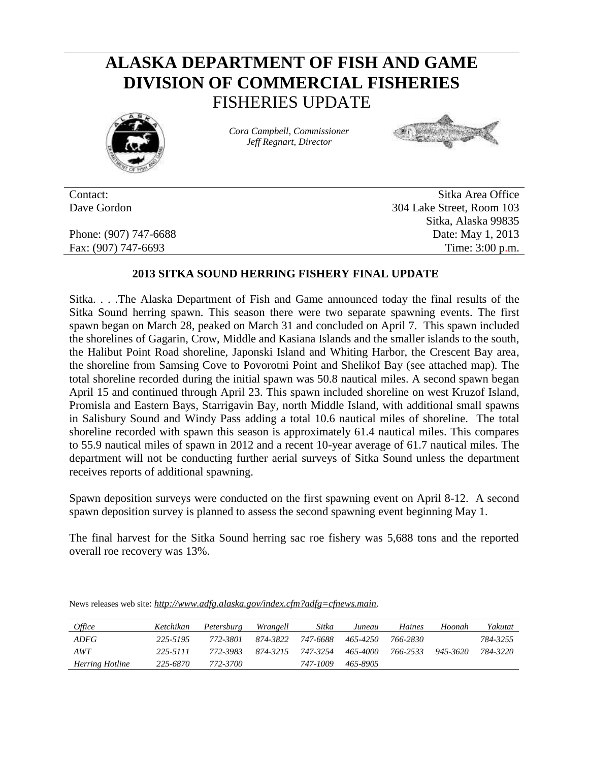# ALASKA DEPARTMENT OF FISH AND GAME
# DIVISION OF COMMERCIAL FISHERIES
## FISHERIES UPDATE

*Cora Campbell, Commissioner*
*Jeff Regnart, Director*

Contact:
Dave Gordon

Phone: (907) 747-6688
Fax: (907) 747-6693

Sitka Area Office
304 Lake Street, Room 103
Sitka, Alaska 99835
Date: May 1, 2013
Time: 3:00 p.m.

### 2013 SITKA SOUND HERRING FISHERY FINAL UPDATE

Sitka. . . .The Alaska Department of Fish and Game announced today the final results of the Sitka Sound herring spawn. This season there were two separate spawning events. The first spawn began on March 28, peaked on March 31 and concluded on April 7. This spawn included the shorelines of Gagarin, Crow, Middle and Kasiana Islands and the smaller islands to the south, the Halibut Point Road shoreline, Japonski Island and Whiting Harbor, the Crescent Bay area, the shoreline from Samsing Cove to Povorotni Point and Shelikof Bay (see attached map). The total shoreline recorded during the initial spawn was 50.8 nautical miles. A second spawn began April 15 and continued through April 23. This spawn included shoreline on west Kruzof Island, Promisla and Eastern Bays, Starrigavin Bay, north Middle Island, with additional small spawns in Salisbury Sound and Windy Pass adding a total 10.6 nautical miles of shoreline. The total shoreline recorded with spawn this season is approximately 61.4 nautical miles. This compares to 55.9 nautical miles of spawn in 2012 and a recent 10-year average of 61.7 nautical miles. The department will not be conducting further aerial surveys of Sitka Sound unless the department receives reports of additional spawning.

Spawn deposition surveys were conducted on the first spawning event on April 8-12. A second spawn deposition survey is planned to assess the second spawning event beginning May 1.

The final harvest for the Sitka Sound herring sac roe fishery was 5,688 tons and the reported overall roe recovery was 13%.

News releases web site: *http://www.adfg.alaska.gov/index.cfm?adfg=cfnews.main*.

| *Office* | *Ketchikan* | *Petersburg* | *Wrangell* | *Sitka* | *Juneau* | *Haines* | *Hoonah* | *Yakutat* |
|---|---|---|---|---|---|---|---|---|
| *ADFG* | *225-5195* | *772-3801* | *874-3822* | *747-6688* | *465-4250* | *766-2830* | | *784-3255* |
| *AWT* | *225-5111* | *772-3983* | *874-3215* | *747-3254* | *465-4000* | *766-2533* | *945-3620* | *784-3220* |
| *Herring Hotline* | *225-6870* | *772-3700* | | *747-1009* | *465-8905* | | | |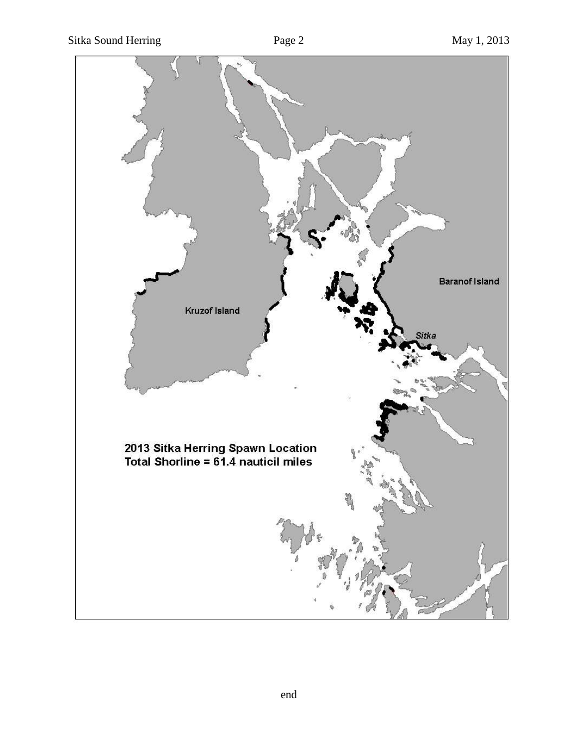Baranof Island

Kruzof Island

Sitka

2013 Sitka Herring Spawn Location
Total Shorline = 61.4 nauticil miles

end